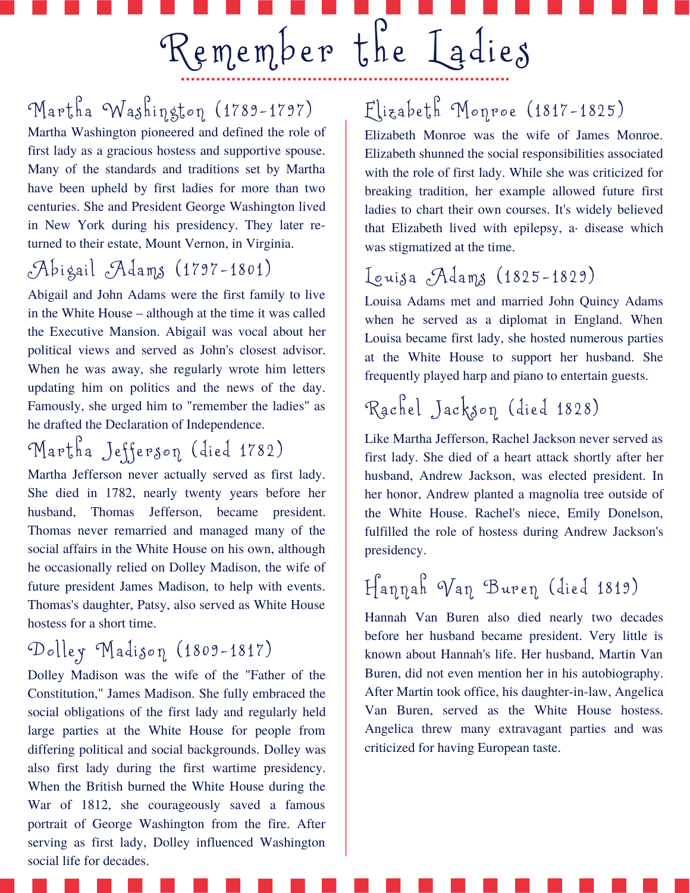# Remember the Ladies

## Martha Washington (1789-1797)

Martha Washington pioneered and defined the role of first lady as a gracious hostess and supportive spouse. Many of the standards and traditions set by Martha have been upheld by first ladies for more than two centuries. She and President George Washington lived in New York during his presidency. They later returned to their estate, Mount Vernon, in Virginia.

## Abigail Adams (1797-1801)

Abigail and John Adams were the first family to live in the White House – although at the time it was called the Executive Mansion. Abigail was vocal about her political views and served as John's closest advisor. When he was away, she regularly wrote him letters updating him on politics and the news of the day. Famously, she urged him to "remember the ladies" as he drafted the Declaration of Independence.

## Martha Jefferson (died 1782)

Martha Jefferson never actually served as first lady. She died in 1782, nearly twenty years before her husband, Thomas Jefferson, became president. Thomas never remarried and managed many of the social affairs in the White House on his own, although he occasionally relied on Dolley Madison, the wife of future president James Madison, to help with events. Thomas's daughter, Patsy, also served as White House hostess for a short time.

## Dolley Madison (1809-1817)

Dolley Madison was the wife of the "Father of the Constitution," James Madison. She fully embraced the social obligations of the first lady and regularly held large parties at the White House for people from differing political and social backgrounds. Dolley was also first lady during the first wartime presidency. When the British burned the White House during the War of 1812, she courageously saved a famous portrait of George Washington from the fire. After serving as first lady, Dolley influenced Washington social life for decades.

## Elizabeth Monroe (1817-1825)

Elizabeth Monroe was the wife of James Monroe. Elizabeth shunned the social responsibilities associated with the role of first lady. While she was criticized for breaking tradition, her example allowed future first ladies to chart their own courses. It's widely believed that Elizabeth lived with epilepsy, a· disease which was stigmatized at the time.

## Louisa Adams (1825-1829)

Louisa Adams met and married John Quincy Adams when he served as a diplomat in England. When Louisa became first lady, she hosted numerous parties at the White House to support her husband. She frequently played harp and piano to entertain guests.

## Rachel Jackson (died 1828)

Like Martha Jefferson, Rachel Jackson never served as first lady. She died of a heart attack shortly after her husband, Andrew Jackson, was elected president. In her honor, Andrew planted a magnolia tree outside of the White House. Rachel's niece, Emily Donelson, fulfilled the role of hostess during Andrew Jackson's presidency.

## Hannah Van Buren (died 1819)

Hannah Van Buren also died nearly two decades before her husband became president. Very little is known about Hannah's life. Her husband, Martin Van Buren, did not even mention her in his autobiography. After Martin took office, his daughter-in-law, Angelica Van Buren, served as the White House hostess. Angelica threw many extravagant parties and was criticized for having European taste.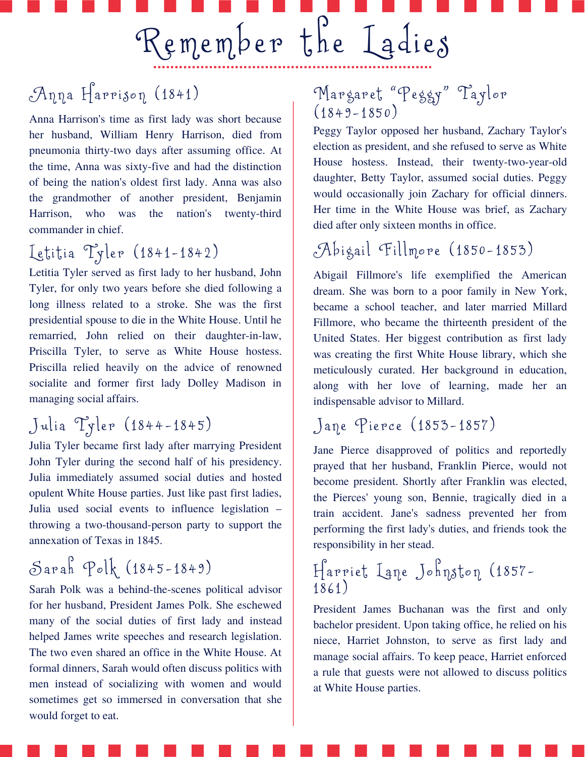# Remember the Ladies

## Anna Harrison (1841)

Anna Harrison's time as first lady was short because her husband, William Henry Harrison, died from pneumonia thirty-two days after assuming office. At the time, Anna was sixty-five and had the distinction of being the nation's oldest first lady. Anna was also the grandmother of another president, Benjamin Harrison, who was the nation's twenty-third commander in chief.

## Letitia Tyler (1841-1842)

Letitia Tyler served as first lady to her husband, John Tyler, for only two years before she died following a long illness related to a stroke. She was the first presidential spouse to die in the White House. Until he remarried, John relied on their daughter-in-law, Priscilla Tyler, to serve as White House hostess. Priscilla relied heavily on the advice of renowned socialite and former first lady Dolley Madison in managing social affairs.

## Julia Tyler (1844-1845)

Julia Tyler became first lady after marrying President John Tyler during the second half of his presidency. Julia immediately assumed social duties and hosted opulent White House parties. Just like past first ladies, Julia used social events to influence legislation – throwing a two-thousand-person party to support the annexation of Texas in 1845.

## Sarah Polk (1845-1849)

Sarah Polk was a behind-the-scenes political advisor for her husband, President James Polk. She eschewed many of the social duties of first lady and instead helped James write speeches and research legislation. The two even shared an office in the White House. At formal dinners, Sarah would often discuss politics with men instead of socializing with women and would sometimes get so immersed in conversation that she would forget to eat.

## Margaret "Peggy" Taylor (1849-1850)

Peggy Taylor opposed her husband, Zachary Taylor's election as president, and she refused to serve as White House hostess. Instead, their twenty-two-year-old daughter, Betty Taylor, assumed social duties. Peggy would occasionally join Zachary for official dinners. Her time in the White House was brief, as Zachary died after only sixteen months in office.

## Abigail Fillmore (1850-1853)

Abigail Fillmore's life exemplified the American dream. She was born to a poor family in New York, became a school teacher, and later married Millard Fillmore, who became the thirteenth president of the United States. Her biggest contribution as first lady was creating the first White House library, which she meticulously curated. Her background in education, along with her love of learning, made her an indispensable advisor to Millard.

## Jane Pierce (1853-1857)

Jane Pierce disapproved of politics and reportedly prayed that her husband, Franklin Pierce, would not become president. Shortly after Franklin was elected, the Pierces' young son, Bennie, tragically died in a train accident. Jane's sadness prevented her from performing the first lady's duties, and friends took the responsibility in her stead.

## Harriet Lane Johnston (1857-1861)

President James Buchanan was the first and only bachelor president. Upon taking office, he relied on his niece, Harriet Johnston, to serve as first lady and manage social affairs. To keep peace, Harriet enforced a rule that guests were not allowed to discuss politics at White House parties.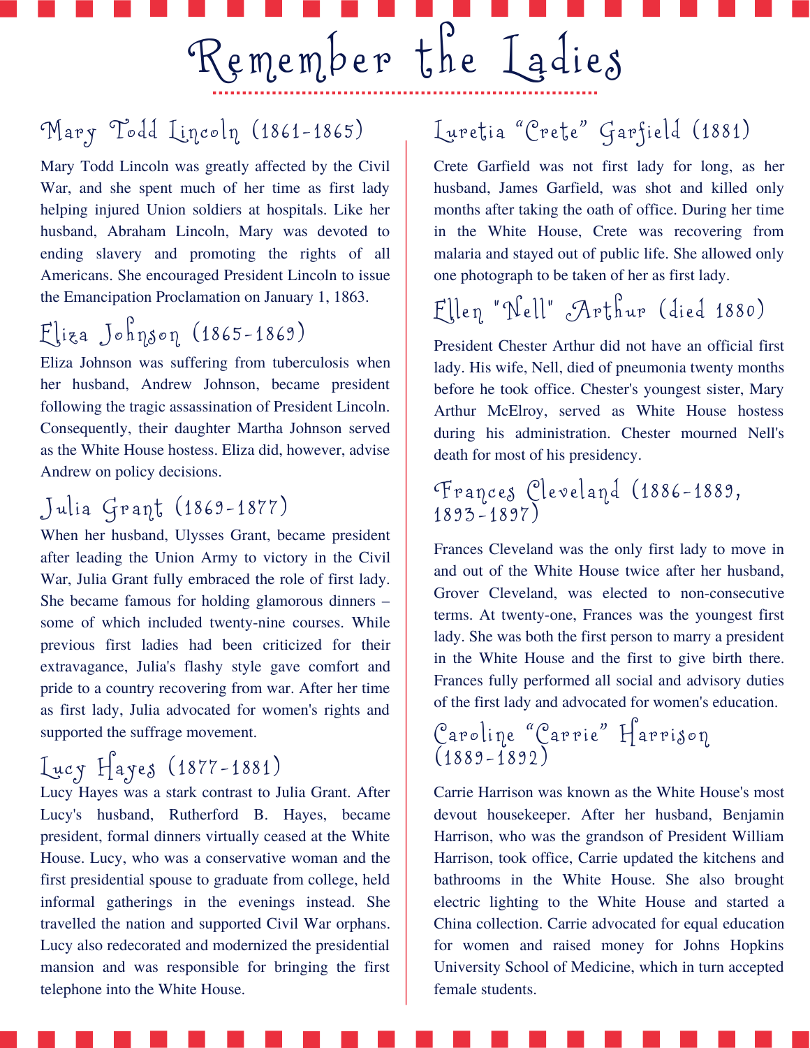# Remember the Ladies

## Mary Todd Lincoln (1861-1865)

Mary Todd Lincoln was greatly affected by the Civil War, and she spent much of her time as first lady helping injured Union soldiers at hospitals. Like her husband, Abraham Lincoln, Mary was devoted to ending slavery and promoting the rights of all Americans. She encouraged President Lincoln to issue the Emancipation Proclamation on January 1, 1863.

## Eliza Johnson (1865-1869)

Eliza Johnson was suffering from tuberculosis when her husband, Andrew Johnson, became president following the tragic assassination of President Lincoln. Consequently, their daughter Martha Johnson served as the White House hostess. Eliza did, however, advise Andrew on policy decisions.

## Julia Grant (1869-1877)

When her husband, Ulysses Grant, became president after leading the Union Army to victory in the Civil War, Julia Grant fully embraced the role of first lady. She became famous for holding glamorous dinners – some of which included twenty-nine courses. While previous first ladies had been criticized for their extravagance, Julia's flashy style gave comfort and pride to a country recovering from war. After her time as first lady, Julia advocated for women's rights and supported the suffrage movement.

## Lucy Hayes (1877-1881)

Lucy Hayes was a stark contrast to Julia Grant. After Lucy's husband, Rutherford B. Hayes, became president, formal dinners virtually ceased at the White House. Lucy, who was a conservative woman and the first presidential spouse to graduate from college, held informal gatherings in the evenings instead. She travelled the nation and supported Civil War orphans. Lucy also redecorated and modernized the presidential mansion and was responsible for bringing the first telephone into the White House.

## Lucretia "Crete" Garfield (1881)

Crete Garfield was not first lady for long, as her husband, James Garfield, was shot and killed only months after taking the oath of office. During her time in the White House, Crete was recovering from malaria and stayed out of public life. She allowed only one photograph to be taken of her as first lady.

## Ellen "Nell" Arthur (died 1880)

President Chester Arthur did not have an official first lady. His wife, Nell, died of pneumonia twenty months before he took office. Chester's youngest sister, Mary Arthur McElroy, served as White House hostess during his administration. Chester mourned Nell's death for most of his presidency.

## Frances Cleveland (1886-1889, 1893-1897)

Frances Cleveland was the only first lady to move in and out of the White House twice after her husband, Grover Cleveland, was elected to non-consecutive terms. At twenty-one, Frances was the youngest first lady. She was both the first person to marry a president in the White House and the first to give birth there. Frances fully performed all social and advisory duties of the first lady and advocated for women's education.

## Caroline "Carrie" Harrison (1889-1892)

Carrie Harrison was known as the White House's most devout housekeeper. After her husband, Benjamin Harrison, who was the grandson of President William Harrison, took office, Carrie updated the kitchens and bathrooms in the White House. She also brought electric lighting to the White House and started a China collection. Carrie advocated for equal education for women and raised money for Johns Hopkins University School of Medicine, which in turn accepted female students.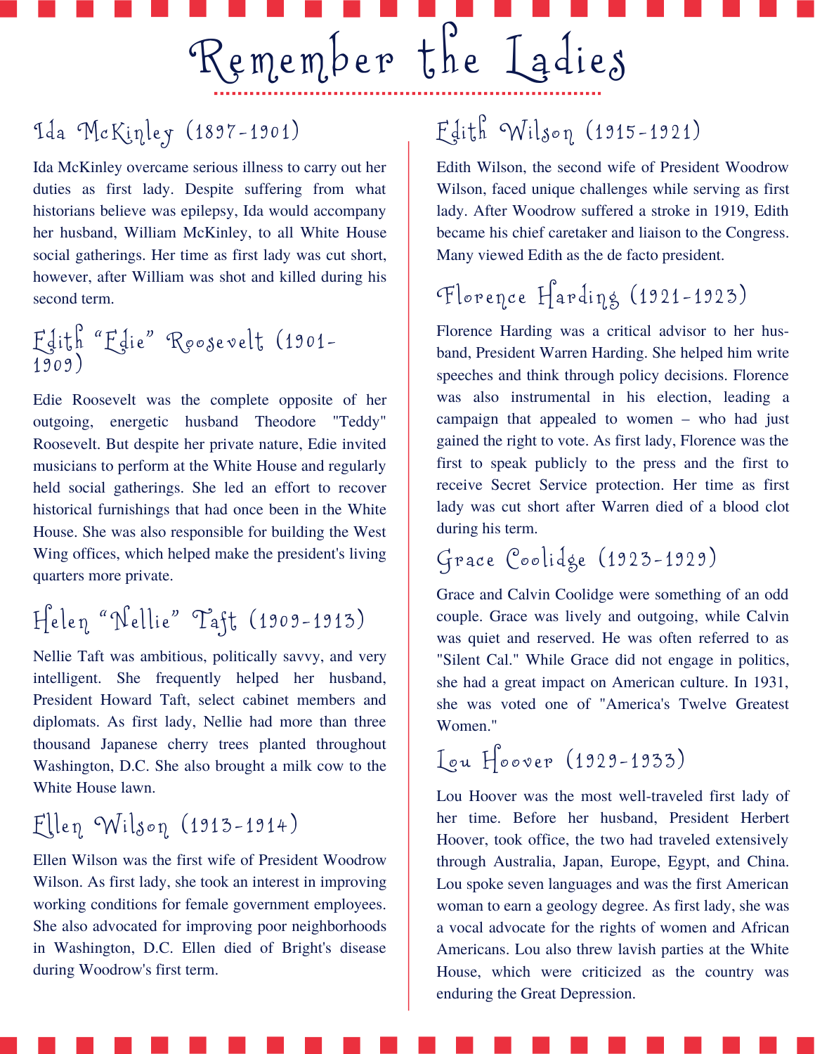# Remember the Ladies

## Ida McKinley (1897-1901)

Ida McKinley overcame serious illness to carry out her duties as first lady. Despite suffering from what historians believe was epilepsy, Ida would accompany her husband, William McKinley, to all White House social gatherings. Her time as first lady was cut short, however, after William was shot and killed during his second term.

## Edith "Edie" Roosevelt (1901-1909)

Edie Roosevelt was the complete opposite of her outgoing, energetic husband Theodore "Teddy" Roosevelt. But despite her private nature, Edie invited musicians to perform at the White House and regularly held social gatherings. She led an effort to recover historical furnishings that had once been in the White House. She was also responsible for building the West Wing offices, which helped make the president's living quarters more private.

## Helen "Nellie" Taft (1909-1913)

Nellie Taft was ambitious, politically savvy, and very intelligent. She frequently helped her husband, President Howard Taft, select cabinet members and diplomats. As first lady, Nellie had more than three thousand Japanese cherry trees planted throughout Washington, D.C. She also brought a milk cow to the White House lawn.

## Ellen Wilson (1913-1914)

Ellen Wilson was the first wife of President Woodrow Wilson. As first lady, she took an interest in improving working conditions for female government employees. She also advocated for improving poor neighborhoods in Washington, D.C. Ellen died of Bright's disease during Woodrow's first term.

## Edith Wilson (1915-1921)

Edith Wilson, the second wife of President Woodrow Wilson, faced unique challenges while serving as first lady. After Woodrow suffered a stroke in 1919, Edith became his chief caretaker and liaison to the Congress. Many viewed Edith as the de facto president.

## Florence Harding (1921-1923)

Florence Harding was a critical advisor to her husband, President Warren Harding. She helped him write speeches and think through policy decisions. Florence was also instrumental in his election, leading a campaign that appealed to women – who had just gained the right to vote. As first lady, Florence was the first to speak publicly to the press and the first to receive Secret Service protection. Her time as first lady was cut short after Warren died of a blood clot during his term.

## Grace Coolidge (1923-1929)

Grace and Calvin Coolidge were something of an odd couple. Grace was lively and outgoing, while Calvin was quiet and reserved. He was often referred to as "Silent Cal." While Grace did not engage in politics, she had a great impact on American culture. In 1931, she was voted one of "America's Twelve Greatest Women."

## Lou Hoover (1929-1933)

Lou Hoover was the most well-traveled first lady of her time. Before her husband, President Herbert Hoover, took office, the two had traveled extensively through Australia, Japan, Europe, Egypt, and China. Lou spoke seven languages and was the first American woman to earn a geology degree. As first lady, she was a vocal advocate for the rights of women and African Americans. Lou also threw lavish parties at the White House, which were criticized as the country was enduring the Great Depression.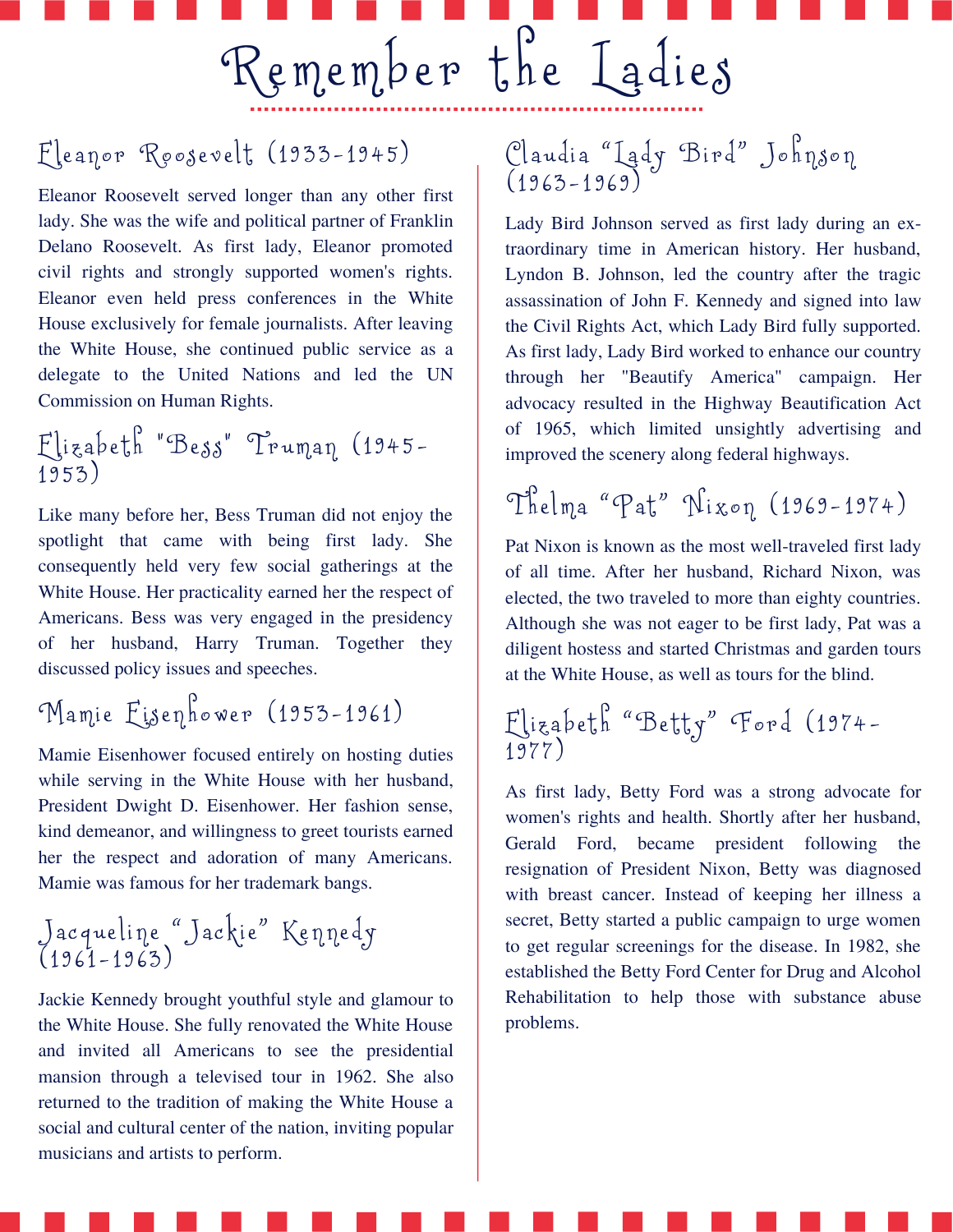# Remember the Ladies

## Eleanor Roosevelt (1933-1945)

Eleanor Roosevelt served longer than any other first lady. She was the wife and political partner of Franklin Delano Roosevelt. As first lady, Eleanor promoted civil rights and strongly supported women's rights. Eleanor even held press conferences in the White House exclusively for female journalists. After leaving the White House, she continued public service as a delegate to the United Nations and led the UN Commission on Human Rights.

## Elizabeth "Bess" Truman (1945-1953)

Like many before her, Bess Truman did not enjoy the spotlight that came with being first lady. She consequently held very few social gatherings at the White House. Her practicality earned her the respect of Americans. Bess was very engaged in the presidency of her husband, Harry Truman. Together they discussed policy issues and speeches.

## Mamie Eisenhower (1953-1961)

Mamie Eisenhower focused entirely on hosting duties while serving in the White House with her husband, President Dwight D. Eisenhower. Her fashion sense, kind demeanor, and willingness to greet tourists earned her the respect and adoration of many Americans. Mamie was famous for her trademark bangs.

## Jacqueline "Jackie" Kennedy (1961-1963)

Jackie Kennedy brought youthful style and glamour to the White House. She fully renovated the White House and invited all Americans to see the presidential mansion through a televised tour in 1962. She also returned to the tradition of making the White House a social and cultural center of the nation, inviting popular musicians and artists to perform.

## Claudia "Lady Bird" Johnson (1963-1969)

Lady Bird Johnson served as first lady during an extraordinary time in American history. Her husband, Lyndon B. Johnson, led the country after the tragic assassination of John F. Kennedy and signed into law the Civil Rights Act, which Lady Bird fully supported. As first lady, Lady Bird worked to enhance our country through her "Beautify America" campaign. Her advocacy resulted in the Highway Beautification Act of 1965, which limited unsightly advertising and improved the scenery along federal highways.

## Thelma "Pat" Nixon (1969-1974)

Pat Nixon is known as the most well-traveled first lady of all time. After her husband, Richard Nixon, was elected, the two traveled to more than eighty countries. Although she was not eager to be first lady, Pat was a diligent hostess and started Christmas and garden tours at the White House, as well as tours for the blind.

## Elizabeth "Betty" Ford (1974-1977)

As first lady, Betty Ford was a strong advocate for women's rights and health. Shortly after her husband, Gerald Ford, became president following the resignation of President Nixon, Betty was diagnosed with breast cancer. Instead of keeping her illness a secret, Betty started a public campaign to urge women to get regular screenings for the disease. In 1982, she established the Betty Ford Center for Drug and Alcohol Rehabilitation to help those with substance abuse problems.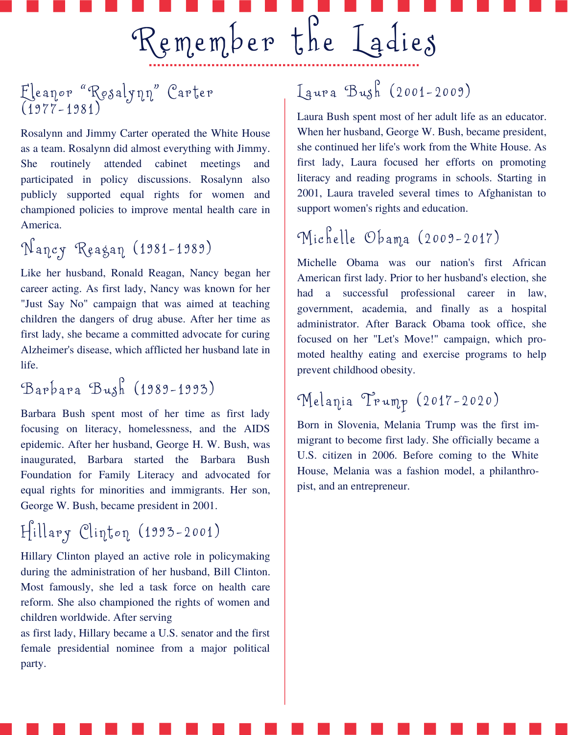# Remember the Ladies

## Eleanor "Rosalynn" Carter (1977-1981)

Rosalynn and Jimmy Carter operated the White House as a team. Rosalynn did almost everything with Jimmy. She routinely attended cabinet meetings and participated in policy discussions. Rosalynn also publicly supported equal rights for women and championed policies to improve mental health care in America.

## Nancy Reagan (1981-1989)

Like her husband, Ronald Reagan, Nancy began her career acting. As first lady, Nancy was known for her "Just Say No" campaign that was aimed at teaching children the dangers of drug abuse. After her time as first lady, she became a committed advocate for curing Alzheimer's disease, which afflicted her husband late in life.

## Barbara Bush (1989-1993)

Barbara Bush spent most of her time as first lady focusing on literacy, homelessness, and the AIDS epidemic. After her husband, George H. W. Bush, was inaugurated, Barbara started the Barbara Bush Foundation for Family Literacy and advocated for equal rights for minorities and immigrants. Her son, George W. Bush, became president in 2001.

## Hillary Clinton (1993-2001)

Hillary Clinton played an active role in policymaking during the administration of her husband, Bill Clinton. Most famously, she led a task force on health care reform. She also championed the rights of women and children worldwide. After serving as first lady, Hillary became a U.S. senator and the first female presidential nominee from a major political party.

## Laura Bush (2001-2009)

Laura Bush spent most of her adult life as an educator. When her husband, George W. Bush, became president, she continued her life's work from the White House. As first lady, Laura focused her efforts on promoting literacy and reading programs in schools. Starting in 2001, Laura traveled several times to Afghanistan to support women's rights and education.

## Michelle Obama (2009-2017)

Michelle Obama was our nation's first African American first lady. Prior to her husband's election, she had a successful professional career in law, government, academia, and finally as a hospital administrator. After Barack Obama took office, she focused on her "Let's Move!" campaign, which promoted healthy eating and exercise programs to help prevent childhood obesity.

## Melania Trump (2017-2020)

Born in Slovenia, Melania Trump was the first immigrant to become first lady. She officially became a U.S. citizen in 2006. Before coming to the White House, Melania was a fashion model, a philanthropist, and an entrepreneur.